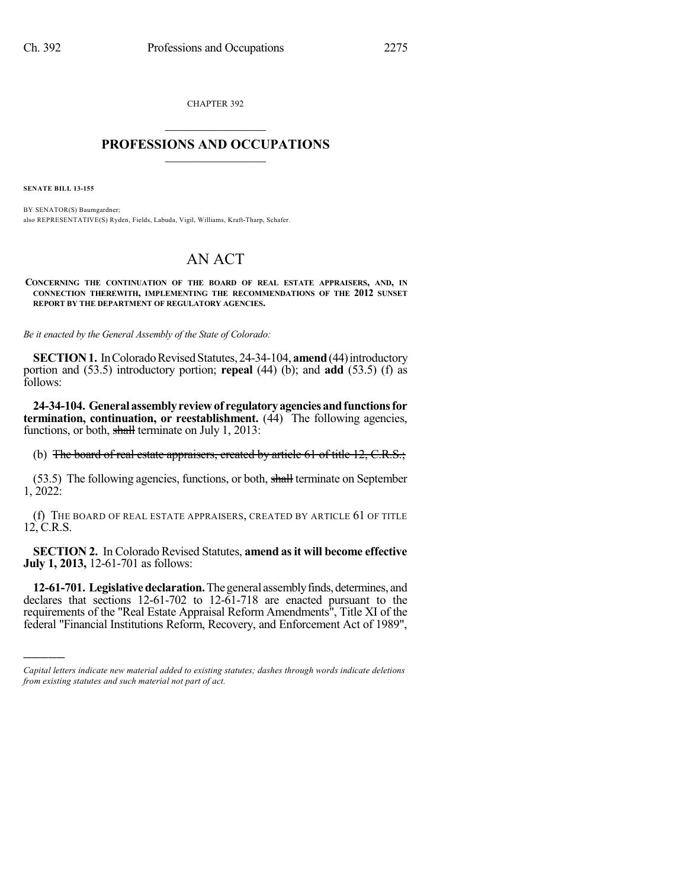CHAPTER 392

# PROFESSIONS AND OCCUPATIONS

**SENATE BILL 13-155**

BY SENATOR(S) Baumgardner;
also REPRESENTATIVE(S) Ryden, Fields, Labuda, Vigil, Williams, Kraft-Tharp, Schafer.

# AN ACT

**CONCERNING THE CONTINUATION OF THE BOARD OF REAL ESTATE APPRAISERS, AND, IN CONNECTION THEREWITH, IMPLEMENTING THE RECOMMENDATIONS OF THE 2012 SUNSET REPORT BY THE DEPARTMENT OF REGULATORY AGENCIES.**

*Be it enacted by the General Assembly of the State of Colorado:*

**SECTION 1.** In Colorado Revised Statutes, 24-34-104, **amend** (44) introductory portion and (53.5) introductory portion; **repeal** (44) (b); and **add** (53.5) (f) as follows:

**24-34-104. General assembly review of regulatory agencies and functions for termination, continuation, or reestablishment.** (44) The following agencies, functions, or both, ~~shall~~ terminate on July 1, 2013:

(b) ~~The board of real estate appraisers, created by article 61 of title 12, C.R.S.;~~

(53.5) The following agencies, functions, or both, ~~shall~~ terminate on September 1, 2022:

(f) THE BOARD OF REAL ESTATE APPRAISERS, CREATED BY ARTICLE 61 OF TITLE 12, C.R.S.

**SECTION 2.** In Colorado Revised Statutes, **amend as it will become effective July 1, 2013,** 12-61-701 as follows:

**12-61-701. Legislative declaration.** The general assembly finds, determines, and declares that sections 12-61-702 to 12-61-718 are enacted pursuant to the requirements of the "Real Estate Appraisal Reform Amendments", Title XI of the federal "Financial Institutions Reform, Recovery, and Enforcement Act of 1989",

---

*Capital letters indicate new material added to existing statutes; dashes through words indicate deletions from existing statutes and such material not part of act.*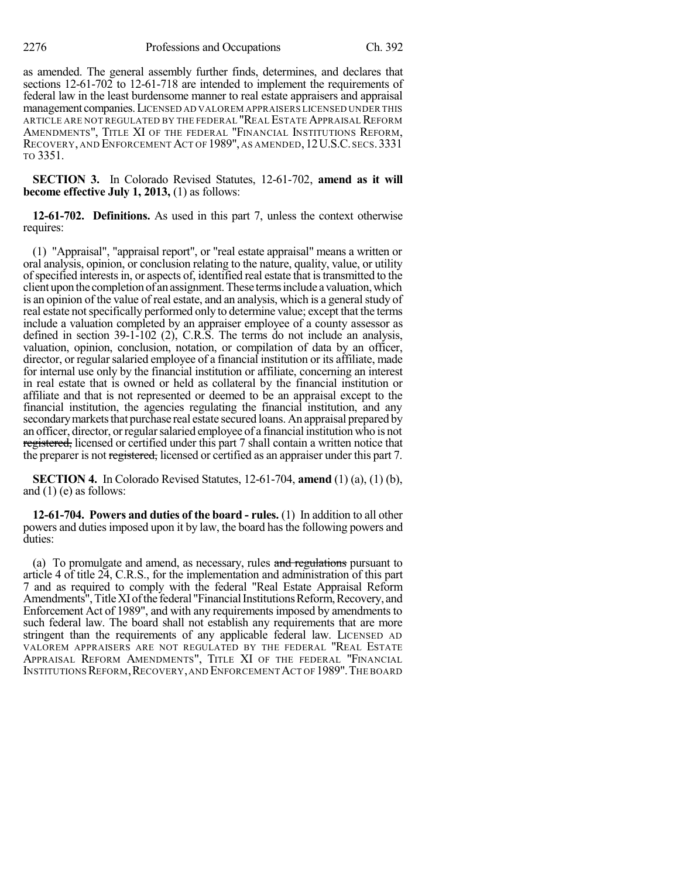as amended. The general assembly further finds, determines, and declares that sections 12-61-702 to 12-61-718 are intended to implement the requirements of federal law in the least burdensome manner to real estate appraisers and appraisal management companies. LICENSED AD VALOREM APPRAISERS LICENSED UNDER THIS ARTICLE ARE NOT REGULATED BY THE FEDERAL "REAL ESTATE APPRAISAL REFORM AMENDMENTS", TITLE XI OF THE FEDERAL "FINANCIAL INSTITUTIONS REFORM, RECOVERY, AND ENFORCEMENT ACT OF 1989", AS AMENDED, 12 U.S.C. SECS. 3331 TO 3351.

**SECTION 3.** In Colorado Revised Statutes, 12-61-702, **amend as it will become effective July 1, 2013,** (1) as follows:

**12-61-702. Definitions.** As used in this part 7, unless the context otherwise requires:

(1) "Appraisal", "appraisal report", or "real estate appraisal" means a written or oral analysis, opinion, or conclusion relating to the nature, quality, value, or utility of specified interests in, or aspects of, identified real estate that is transmitted to the client upon the completion of an assignment. These terms include a valuation, which is an opinion of the value of real estate, and an analysis, which is a general study of real estate not specifically performed only to determine value; except that the terms include a valuation completed by an appraiser employee of a county assessor as defined in section 39-1-102 (2), C.R.S. The terms do not include an analysis, valuation, opinion, conclusion, notation, or compilation of data by an officer, director, or regular salaried employee of a financial institution or its affiliate, made for internal use only by the financial institution or affiliate, concerning an interest in real estate that is owned or held as collateral by the financial institution or affiliate and that is not represented or deemed to be an appraisal except to the financial institution, the agencies regulating the financial institution, and any secondary markets that purchase real estate secured loans. An appraisal prepared by an officer, director, or regular salaried employee of a financial institution who is not ~~registered,~~ licensed or certified under this part 7 shall contain a written notice that the preparer is not ~~registered,~~ licensed or certified as an appraiser under this part 7.

**SECTION 4.** In Colorado Revised Statutes, 12-61-704, **amend** (1) (a), (1) (b), and (1) (e) as follows:

**12-61-704. Powers and duties of the board - rules.** (1) In addition to all other powers and duties imposed upon it by law, the board has the following powers and duties:

(a) To promulgate and amend, as necessary, rules ~~and regulations~~ pursuant to article 4 of title 24, C.R.S., for the implementation and administration of this part 7 and as required to comply with the federal "Real Estate Appraisal Reform Amendments", Title XI of the federal "Financial Institutions Reform, Recovery, and Enforcement Act of 1989", and with any requirements imposed by amendments to such federal law. The board shall not establish any requirements that are more stringent than the requirements of any applicable federal law. LICENSED AD VALOREM APPRAISERS ARE NOT REGULATED BY THE FEDERAL "REAL ESTATE APPRAISAL REFORM AMENDMENTS", TITLE XI OF THE FEDERAL "FINANCIAL INSTITUTIONS REFORM, RECOVERY, AND ENFORCEMENT ACT OF 1989". THE BOARD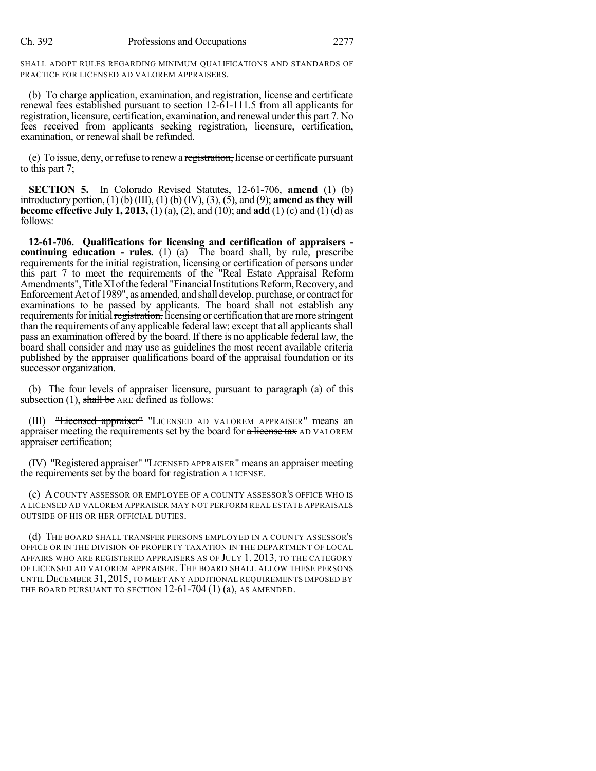SHALL ADOPT RULES REGARDING MINIMUM QUALIFICATIONS AND STANDARDS OF PRACTICE FOR LICENSED AD VALOREM APPRAISERS.

(b) To charge application, examination, and registration, license and certificate renewal fees established pursuant to section 12-61-111.5 from all applicants for registration, licensure, certification, examination, and renewal under this part 7. No fees received from applicants seeking registration, licensure, certification, examination, or renewal shall be refunded.

(e) To issue, deny, or refuse to renew a registration, license or certificate pursuant to this part 7;

**SECTION 5.** In Colorado Revised Statutes, 12-61-706, **amend** (1) (b) introductory portion, (1) (b) (III), (1) (b) (IV), (3), (5), and (9); **amend as they will become effective July 1, 2013,** (1) (a), (2), and (10); and **add** (1) (c) and (1) (d) as follows:

**12-61-706. Qualifications for licensing and certification of appraisers - continuing education - rules.** (1) (a) The board shall, by rule, prescribe requirements for the initial registration, licensing or certification of persons under this part 7 to meet the requirements of the "Real Estate Appraisal Reform Amendments", Title XI of the federal "Financial Institutions Reform, Recovery, and Enforcement Act of 1989", as amended, and shall develop, purchase, or contract for examinations to be passed by applicants. The board shall not establish any requirements for initial registration, licensing or certification that are more stringent than the requirements of any applicable federal law; except that all applicants shall pass an examination offered by the board. If there is no applicable federal law, the board shall consider and may use as guidelines the most recent available criteria published by the appraiser qualifications board of the appraisal foundation or its successor organization.

(b) The four levels of appraiser licensure, pursuant to paragraph (a) of this subsection (1), shall be ARE defined as follows:

(III) "Licensed appraiser" "LICENSED AD VALOREM APPRAISER" means an appraiser meeting the requirements set by the board for a license tax AD VALOREM appraiser certification;

(IV) "Registered appraiser" "LICENSED APPRAISER" means an appraiser meeting the requirements set by the board for registration A LICENSE.

(c) A COUNTY ASSESSOR OR EMPLOYEE OF A COUNTY ASSESSOR'S OFFICE WHO IS A LICENSED AD VALOREM APPRAISER MAY NOT PERFORM REAL ESTATE APPRAISALS OUTSIDE OF HIS OR HER OFFICIAL DUTIES.

(d) THE BOARD SHALL TRANSFER PERSONS EMPLOYED IN A COUNTY ASSESSOR'S OFFICE OR IN THE DIVISION OF PROPERTY TAXATION IN THE DEPARTMENT OF LOCAL AFFAIRS WHO ARE REGISTERED APPRAISERS AS OF JULY 1, 2013, TO THE CATEGORY OF LICENSED AD VALOREM APPRAISER. THE BOARD SHALL ALLOW THESE PERSONS UNTIL DECEMBER 31, 2015, TO MEET ANY ADDITIONAL REQUIREMENTS IMPOSED BY THE BOARD PURSUANT TO SECTION 12-61-704 (1) (a), AS AMENDED.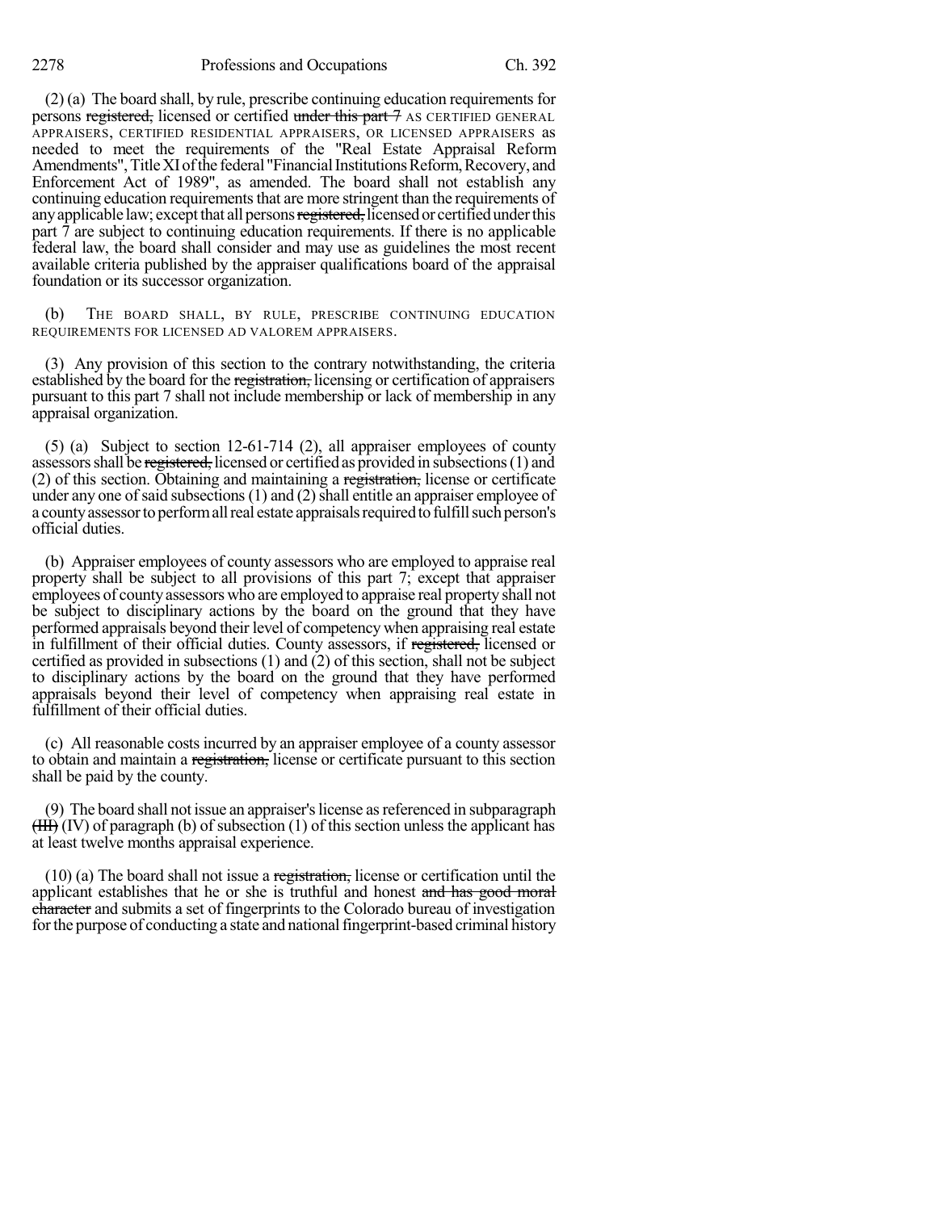(2) (a) The board shall, by rule, prescribe continuing education requirements for persons ~~registered,~~ licensed or certified ~~under this part 7~~ AS CERTIFIED GENERAL APPRAISERS, CERTIFIED RESIDENTIAL APPRAISERS, OR LICENSED APPRAISERS as needed to meet the requirements of the "Real Estate Appraisal Reform Amendments", Title XI of the federal "Financial Institutions Reform, Recovery, and Enforcement Act of 1989", as amended. The board shall not establish any continuing education requirements that are more stringent than the requirements of any applicable law; except that all persons ~~registered,~~ licensed or certified under this part 7 are subject to continuing education requirements. If there is no applicable federal law, the board shall consider and may use as guidelines the most recent available criteria published by the appraiser qualifications board of the appraisal foundation or its successor organization.

(b) THE BOARD SHALL, BY RULE, PRESCRIBE CONTINUING EDUCATION REQUIREMENTS FOR LICENSED AD VALOREM APPRAISERS.

(3) Any provision of this section to the contrary notwithstanding, the criteria established by the board for the ~~registration,~~ licensing or certification of appraisers pursuant to this part 7 shall not include membership or lack of membership in any appraisal organization.

(5) (a) Subject to section 12-61-714 (2), all appraiser employees of county assessors shall be ~~registered,~~ licensed or certified as provided in subsections (1) and (2) of this section. Obtaining and maintaining a ~~registration,~~ license or certificate under any one of said subsections (1) and (2) shall entitle an appraiser employee of a county assessor to perform all real estate appraisals required to fulfill such person's official duties.

(b) Appraiser employees of county assessors who are employed to appraise real property shall be subject to all provisions of this part 7; except that appraiser employees of county assessors who are employed to appraise real property shall not be subject to disciplinary actions by the board on the ground that they have performed appraisals beyond their level of competency when appraising real estate in fulfillment of their official duties. County assessors, if ~~registered,~~ licensed or certified as provided in subsections (1) and (2) of this section, shall not be subject to disciplinary actions by the board on the ground that they have performed appraisals beyond their level of competency when appraising real estate in fulfillment of their official duties.

(c) All reasonable costs incurred by an appraiser employee of a county assessor to obtain and maintain a ~~registration,~~ license or certificate pursuant to this section shall be paid by the county.

(9) The board shall not issue an appraiser's license as referenced in subparagraph ~~(III)~~ (IV) of paragraph (b) of subsection (1) of this section unless the applicant has at least twelve months appraisal experience.

(10) (a) The board shall not issue a ~~registration,~~ license or certification until the applicant establishes that he or she is truthful and honest ~~and has good moral character~~ and submits a set of fingerprints to the Colorado bureau of investigation for the purpose of conducting a state and national fingerprint-based criminal history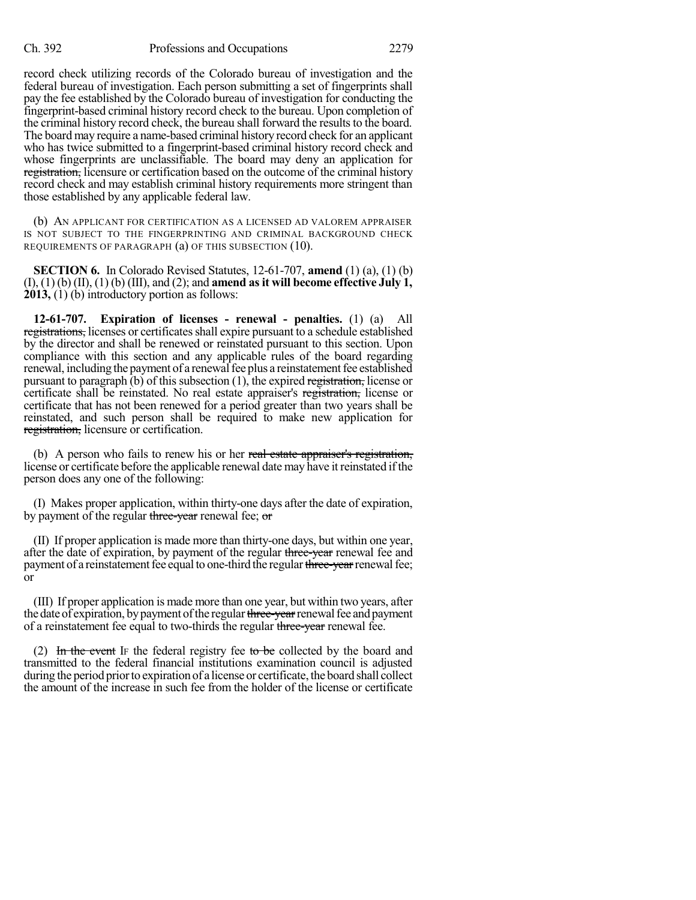record check utilizing records of the Colorado bureau of investigation and the federal bureau of investigation. Each person submitting a set of fingerprints shall pay the fee established by the Colorado bureau of investigation for conducting the fingerprint-based criminal history record check to the bureau. Upon completion of the criminal history record check, the bureau shall forward the results to the board. The board may require a name-based criminal history record check for an applicant who has twice submitted to a fingerprint-based criminal history record check and whose fingerprints are unclassifiable. The board may deny an application for ~~registration,~~ licensure or certification based on the outcome of the criminal history record check and may establish criminal history requirements more stringent than those established by any applicable federal law.

(b) AN APPLICANT FOR CERTIFICATION AS A LICENSED AD VALOREM APPRAISER IS NOT SUBJECT TO THE FINGERPRINTING AND CRIMINAL BACKGROUND CHECK REQUIREMENTS OF PARAGRAPH (a) OF THIS SUBSECTION (10).

**SECTION 6.** In Colorado Revised Statutes, 12-61-707, **amend** (1) (a), (1) (b) (I), (1) (b) (II), (1) (b) (III), and (2); and **amend as it will become effective July 1, 2013,** (1) (b) introductory portion as follows:

**12-61-707. Expiration of licenses - renewal - penalties.** (1) (a) All ~~registrations,~~ licenses or certificates shall expire pursuant to a schedule established by the director and shall be renewed or reinstated pursuant to this section. Upon compliance with this section and any applicable rules of the board regarding renewal, including the payment of a renewal fee plus a reinstatement fee established pursuant to paragraph (b) of this subsection (1), the expired ~~registration,~~ license or certificate shall be reinstated. No real estate appraiser's ~~registration,~~ license or certificate that has not been renewed for a period greater than two years shall be reinstated, and such person shall be required to make new application for ~~registration,~~ licensure or certification.

(b) A person who fails to renew his or her ~~real estate appraiser's registration,~~ license or certificate before the applicable renewal date may have it reinstated if the person does any one of the following:

(I) Makes proper application, within thirty-one days after the date of expiration, by payment of the regular ~~three-year~~ renewal fee; ~~or~~

(II) If proper application is made more than thirty-one days, but within one year, after the date of expiration, by payment of the regular ~~three-year~~ renewal fee and payment of a reinstatement fee equal to one-third the regular ~~three-year~~ renewal fee; or

(III) If proper application is made more than one year, but within two years, after the date of expiration, by payment of the regular ~~three-year~~ renewal fee and payment of a reinstatement fee equal to two-thirds the regular ~~three-year~~ renewal fee.

(2) ~~In the event~~ IF the federal registry fee ~~to be~~ collected by the board and transmitted to the federal financial institutions examination council is adjusted during the period prior to expiration of a license or certificate, the board shall collect the amount of the increase in such fee from the holder of the license or certificate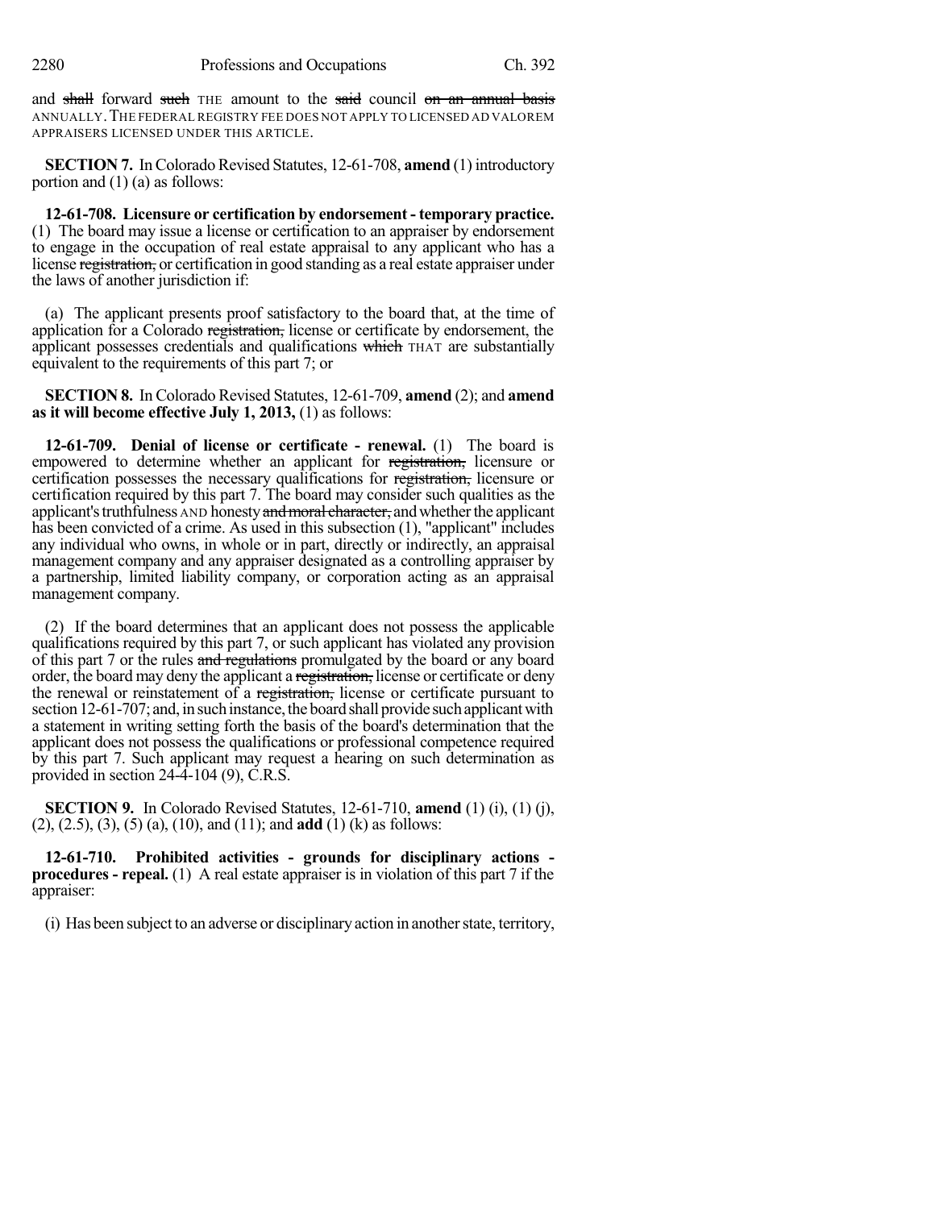and shall forward such THE amount to the said council on an annual basis ANNUALLY. THE FEDERAL REGISTRY FEE DOES NOT APPLY TO LICENSED AD VALOREM APPRAISERS LICENSED UNDER THIS ARTICLE.

**SECTION 7.** In Colorado Revised Statutes, 12-61-708, **amend** (1) introductory portion and (1) (a) as follows:

**12-61-708. Licensure or certification by endorsement - temporary practice.** (1) The board may issue a license or certification to an appraiser by endorsement to engage in the occupation of real estate appraisal to any applicant who has a license registration, or certification in good standing as a real estate appraiser under the laws of another jurisdiction if:

(a) The applicant presents proof satisfactory to the board that, at the time of application for a Colorado registration, license or certificate by endorsement, the applicant possesses credentials and qualifications which THAT are substantially equivalent to the requirements of this part 7; or

**SECTION 8.** In Colorado Revised Statutes, 12-61-709, **amend** (2); and **amend as it will become effective July 1, 2013,** (1) as follows:

**12-61-709. Denial of license or certificate - renewal.** (1) The board is empowered to determine whether an applicant for registration, licensure or certification possesses the necessary qualifications for registration, licensure or certification required by this part 7. The board may consider such qualities as the applicant's truthfulness AND honesty and moral character, and whether the applicant has been convicted of a crime. As used in this subsection (1), "applicant" includes any individual who owns, in whole or in part, directly or indirectly, an appraisal management company and any appraiser designated as a controlling appraiser by a partnership, limited liability company, or corporation acting as an appraisal management company.

(2) If the board determines that an applicant does not possess the applicable qualifications required by this part 7, or such applicant has violated any provision of this part 7 or the rules and regulations promulgated by the board or any board order, the board may deny the applicant a registration, license or certificate or deny the renewal or reinstatement of a registration, license or certificate pursuant to section 12-61-707; and, in such instance, the board shall provide such applicant with a statement in writing setting forth the basis of the board's determination that the applicant does not possess the qualifications or professional competence required by this part 7. Such applicant may request a hearing on such determination as provided in section 24-4-104 (9), C.R.S.

**SECTION 9.** In Colorado Revised Statutes, 12-61-710, **amend** (1) (i), (1) (j), (2), (2.5), (3), (5) (a), (10), and (11); and **add** (1) (k) as follows:

**12-61-710. Prohibited activities - grounds for disciplinary actions - procedures - repeal.** (1) A real estate appraiser is in violation of this part 7 if the appraiser:

(i) Has been subject to an adverse or disciplinary action in another state, territory,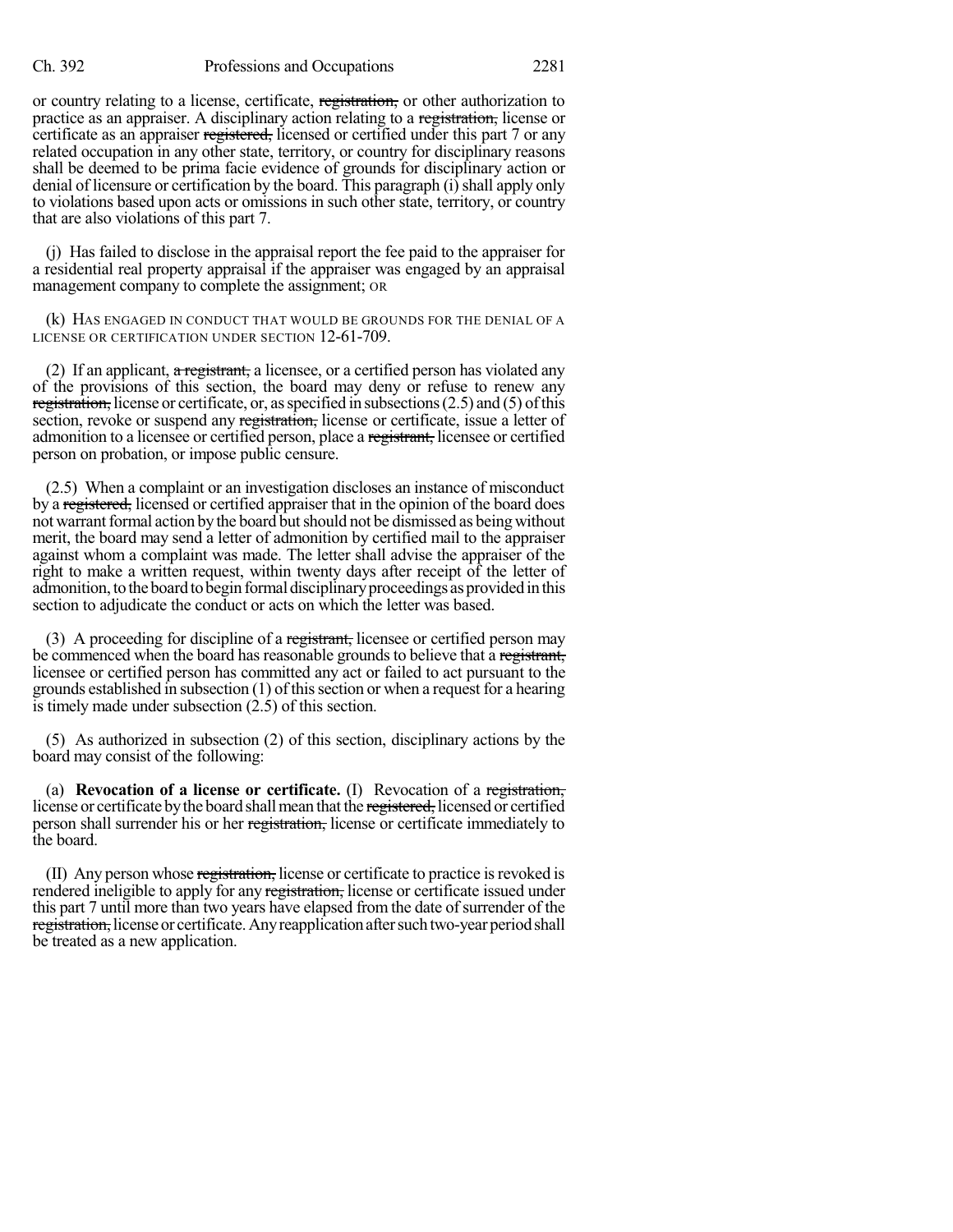or country relating to a license, certificate, ~~registration,~~ or other authorization to practice as an appraiser. A disciplinary action relating to a ~~registration,~~ license or certificate as an appraiser ~~registered,~~ licensed or certified under this part 7 or any related occupation in any other state, territory, or country for disciplinary reasons shall be deemed to be prima facie evidence of grounds for disciplinary action or denial of licensure or certification by the board. This paragraph (i) shall apply only to violations based upon acts or omissions in such other state, territory, or country that are also violations of this part 7.

(j) Has failed to disclose in the appraisal report the fee paid to the appraiser for a residential real property appraisal if the appraiser was engaged by an appraisal management company to complete the assignment; OR

(k) HAS ENGAGED IN CONDUCT THAT WOULD BE GROUNDS FOR THE DENIAL OF A LICENSE OR CERTIFICATION UNDER SECTION 12-61-709.

(2) If an applicant, ~~a registrant,~~ a licensee, or a certified person has violated any of the provisions of this section, the board may deny or refuse to renew any ~~registration,~~ license or certificate, or, as specified in subsections (2.5) and (5) of this section, revoke or suspend any ~~registration,~~ license or certificate, issue a letter of admonition to a licensee or certified person, place a ~~registrant,~~ licensee or certified person on probation, or impose public censure.

(2.5) When a complaint or an investigation discloses an instance of misconduct by a ~~registered,~~ licensed or certified appraiser that in the opinion of the board does not warrant formal action by the board but should not be dismissed as being without merit, the board may send a letter of admonition by certified mail to the appraiser against whom a complaint was made. The letter shall advise the appraiser of the right to make a written request, within twenty days after receipt of the letter of admonition, to the board to begin formal disciplinary proceedings as provided in this section to adjudicate the conduct or acts on which the letter was based.

(3) A proceeding for discipline of a ~~registrant,~~ licensee or certified person may be commenced when the board has reasonable grounds to believe that a ~~registrant,~~ licensee or certified person has committed any act or failed to act pursuant to the grounds established in subsection (1) of this section or when a request for a hearing is timely made under subsection (2.5) of this section.

(5) As authorized in subsection (2) of this section, disciplinary actions by the board may consist of the following:

(a) **Revocation of a license or certificate.** (I) Revocation of a ~~registration,~~ license or certificate by the board shall mean that the ~~registered,~~ licensed or certified person shall surrender his or her ~~registration,~~ license or certificate immediately to the board.

(II) Any person whose ~~registration,~~ license or certificate to practice is revoked is rendered ineligible to apply for any ~~registration,~~ license or certificate issued under this part 7 until more than two years have elapsed from the date of surrender of the ~~registration,~~ license or certificate. Any reapplication after such two-year period shall be treated as a new application.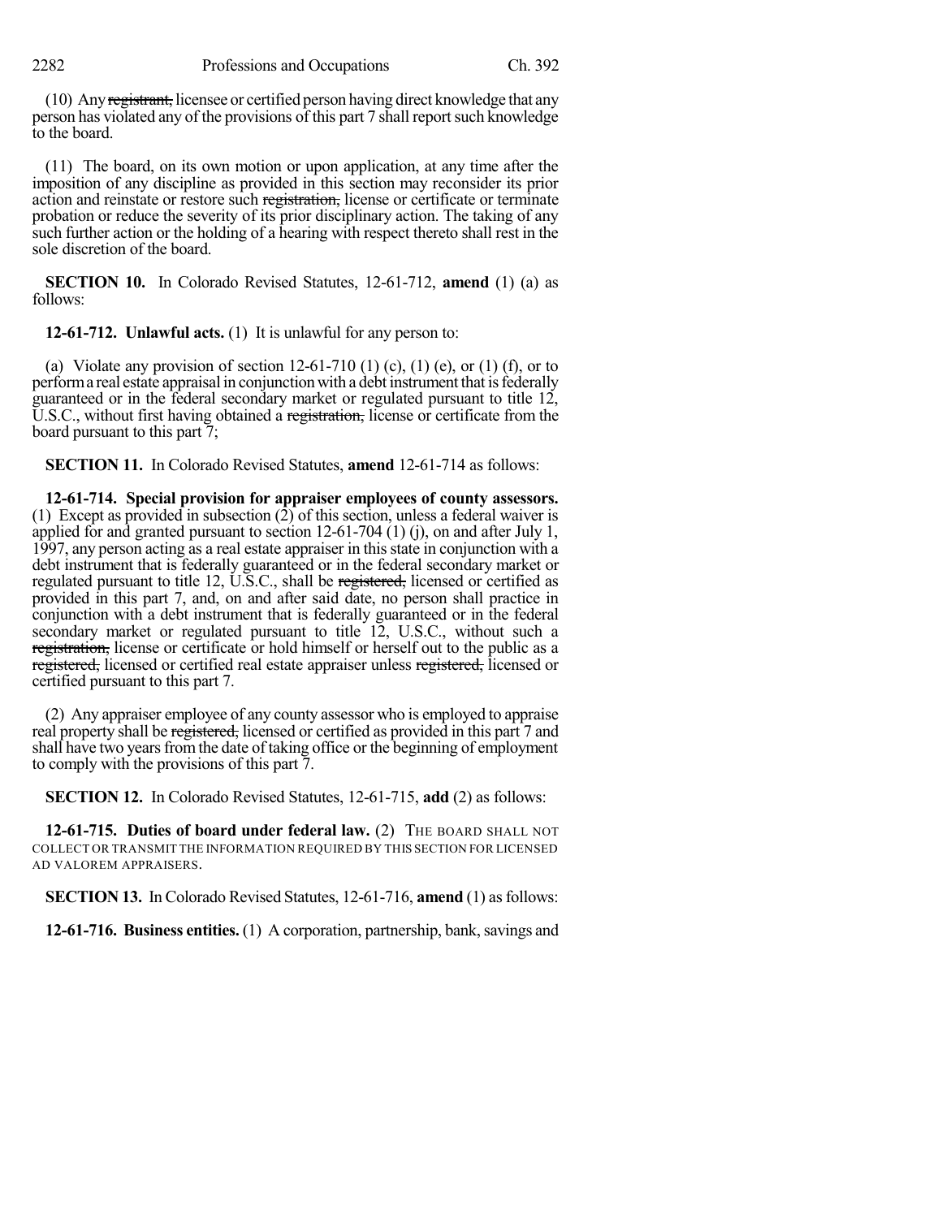(10) Any ~~registrant,~~ licensee or certified person having direct knowledge that any person has violated any of the provisions of this part 7 shall report such knowledge to the board.

(11) The board, on its own motion or upon application, at any time after the imposition of any discipline as provided in this section may reconsider its prior action and reinstate or restore such ~~registration,~~ license or certificate or terminate probation or reduce the severity of its prior disciplinary action. The taking of any such further action or the holding of a hearing with respect thereto shall rest in the sole discretion of the board.

**SECTION 10.** In Colorado Revised Statutes, 12-61-712, **amend** (1) (a) as follows:

**12-61-712. Unlawful acts.** (1) It is unlawful for any person to:

(a) Violate any provision of section 12-61-710 (1) (c), (1) (e), or (1) (f), or to perform a real estate appraisal in conjunction with a debt instrument that is federally guaranteed or in the federal secondary market or regulated pursuant to title 12, U.S.C., without first having obtained a ~~registration,~~ license or certificate from the board pursuant to this part 7;

**SECTION 11.** In Colorado Revised Statutes, **amend** 12-61-714 as follows:

**12-61-714. Special provision for appraiser employees of county assessors.** (1) Except as provided in subsection (2) of this section, unless a federal waiver is applied for and granted pursuant to section 12-61-704 (1) (j), on and after July 1, 1997, any person acting as a real estate appraiser in this state in conjunction with a debt instrument that is federally guaranteed or in the federal secondary market or regulated pursuant to title 12, U.S.C., shall be ~~registered,~~ licensed or certified as provided in this part 7, and, on and after said date, no person shall practice in conjunction with a debt instrument that is federally guaranteed or in the federal secondary market or regulated pursuant to title 12, U.S.C., without such a ~~registration,~~ license or certificate or hold himself or herself out to the public as a ~~registered,~~ licensed or certified real estate appraiser unless ~~registered,~~ licensed or certified pursuant to this part 7.

(2) Any appraiser employee of any county assessor who is employed to appraise real property shall be ~~registered,~~ licensed or certified as provided in this part 7 and shall have two years from the date of taking office or the beginning of employment to comply with the provisions of this part 7.

**SECTION 12.** In Colorado Revised Statutes, 12-61-715, **add** (2) as follows:

**12-61-715. Duties of board under federal law.** (2) THE BOARD SHALL NOT COLLECT OR TRANSMIT THE INFORMATION REQUIRED BY THIS SECTION FOR LICENSED AD VALOREM APPRAISERS.

**SECTION 13.** In Colorado Revised Statutes, 12-61-716, **amend** (1) as follows:

**12-61-716. Business entities.** (1) A corporation, partnership, bank, savings and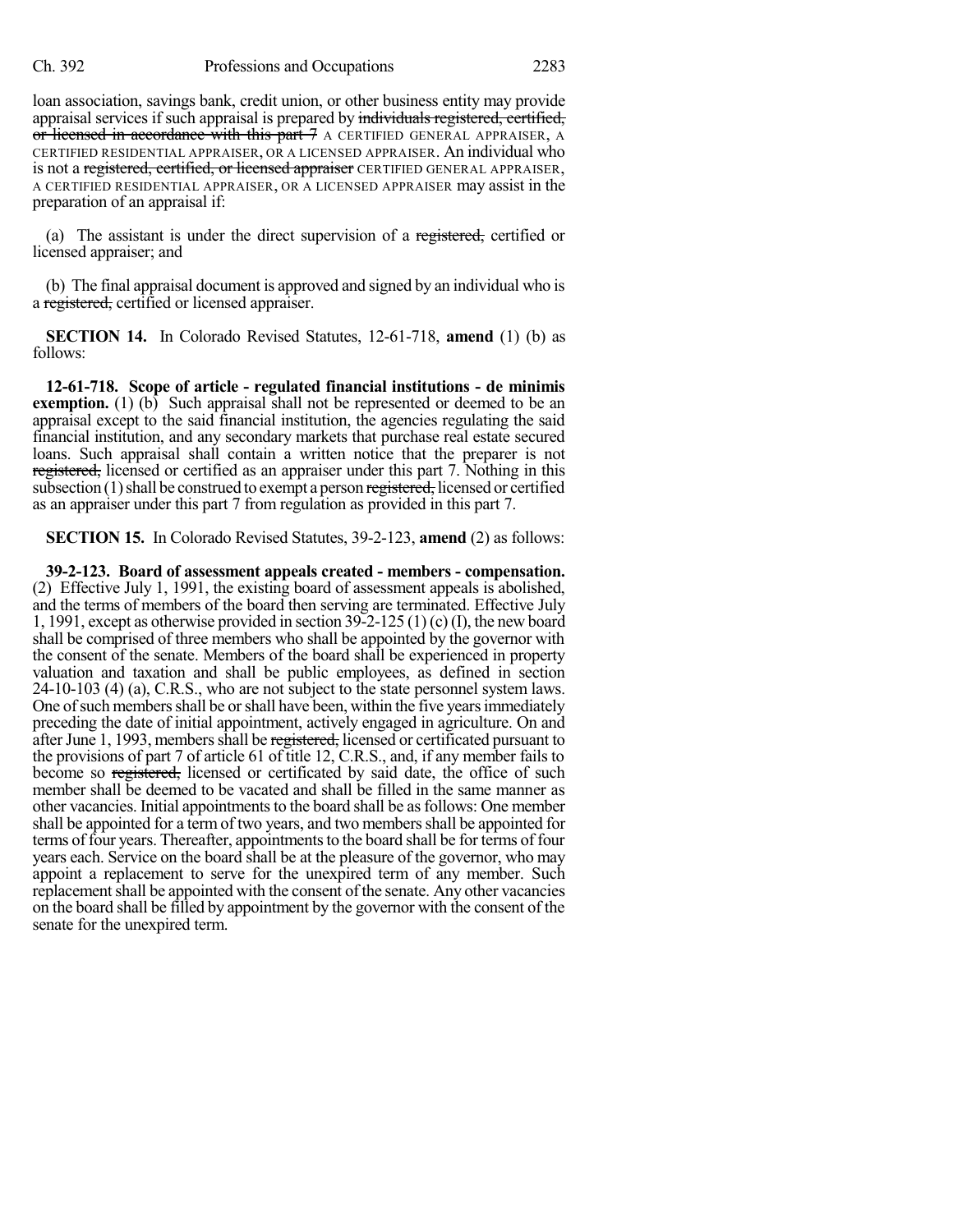loan association, savings bank, credit union, or other business entity may provide appraisal services if such appraisal is prepared by ~~individuals registered, certified, or licensed in accordance with this part 7~~ A CERTIFIED GENERAL APPRAISER, A CERTIFIED RESIDENTIAL APPRAISER, OR A LICENSED APPRAISER. An individual who is not a ~~registered, certified, or licensed appraiser~~ CERTIFIED GENERAL APPRAISER, A CERTIFIED RESIDENTIAL APPRAISER, OR A LICENSED APPRAISER may assist in the preparation of an appraisal if:

(a) The assistant is under the direct supervision of a ~~registered,~~ certified or licensed appraiser; and

(b) The final appraisal document is approved and signed by an individual who is a ~~registered,~~ certified or licensed appraiser.

**SECTION 14.** In Colorado Revised Statutes, 12-61-718, **amend** (1) (b) as follows:

**12-61-718. Scope of article - regulated financial institutions - de minimis exemption.** (1) (b) Such appraisal shall not be represented or deemed to be an appraisal except to the said financial institution, the agencies regulating the said financial institution, and any secondary markets that purchase real estate secured loans. Such appraisal shall contain a written notice that the preparer is not ~~registered,~~ licensed or certified as an appraiser under this part 7. Nothing in this subsection (1) shall be construed to exempt a person ~~registered,~~ licensed or certified as an appraiser under this part 7 from regulation as provided in this part 7.

**SECTION 15.** In Colorado Revised Statutes, 39-2-123, **amend** (2) as follows:

**39-2-123. Board of assessment appeals created - members - compensation.** (2) Effective July 1, 1991, the existing board of assessment appeals is abolished, and the terms of members of the board then serving are terminated. Effective July 1, 1991, except as otherwise provided in section 39-2-125 (1) (c) (I), the new board shall be comprised of three members who shall be appointed by the governor with the consent of the senate. Members of the board shall be experienced in property valuation and taxation and shall be public employees, as defined in section 24-10-103 (4) (a), C.R.S., who are not subject to the state personnel system laws. One of such members shall be or shall have been, within the five years immediately preceding the date of initial appointment, actively engaged in agriculture. On and after June 1, 1993, members shall be ~~registered,~~ licensed or certificated pursuant to the provisions of part 7 of article 61 of title 12, C.R.S., and, if any member fails to become so ~~registered,~~ licensed or certificated by said date, the office of such member shall be deemed to be vacated and shall be filled in the same manner as other vacancies. Initial appointments to the board shall be as follows: One member shall be appointed for a term of two years, and two members shall be appointed for terms of four years. Thereafter, appointments to the board shall be for terms of four years each. Service on the board shall be at the pleasure of the governor, who may appoint a replacement to serve for the unexpired term of any member. Such replacement shall be appointed with the consent of the senate. Any other vacancies on the board shall be filled by appointment by the governor with the consent of the senate for the unexpired term.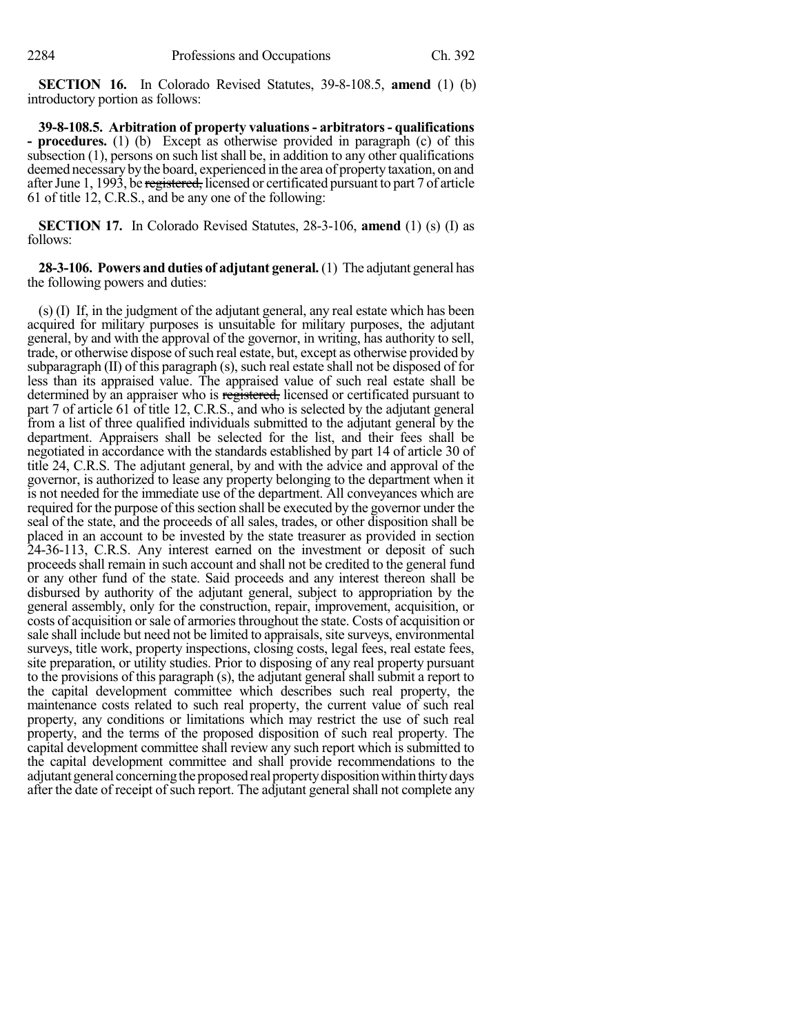**SECTION 16.** In Colorado Revised Statutes, 39-8-108.5, **amend** (1) (b) introductory portion as follows:

**39-8-108.5. Arbitration of property valuations - arbitrators - qualifications - procedures.** (1) (b) Except as otherwise provided in paragraph (c) of this subsection (1), persons on such list shall be, in addition to any other qualifications deemed necessary by the board, experienced in the area of property taxation, on and after June 1, 1993, be ~~registered,~~ licensed or certificated pursuant to part 7 of article 61 of title 12, C.R.S., and be any one of the following:

**SECTION 17.** In Colorado Revised Statutes, 28-3-106, **amend** (1) (s) (I) as follows:

**28-3-106. Powers and duties of adjutant general.** (1) The adjutant general has the following powers and duties:

(s) (I) If, in the judgment of the adjutant general, any real estate which has been acquired for military purposes is unsuitable for military purposes, the adjutant general, by and with the approval of the governor, in writing, has authority to sell, trade, or otherwise dispose of such real estate, but, except as otherwise provided by subparagraph (II) of this paragraph (s), such real estate shall not be disposed of for less than its appraised value. The appraised value of such real estate shall be determined by an appraiser who is ~~registered,~~ licensed or certificated pursuant to part 7 of article 61 of title 12, C.R.S., and who is selected by the adjutant general from a list of three qualified individuals submitted to the adjutant general by the department. Appraisers shall be selected for the list, and their fees shall be negotiated in accordance with the standards established by part 14 of article 30 of title 24, C.R.S. The adjutant general, by and with the advice and approval of the governor, is authorized to lease any property belonging to the department when it is not needed for the immediate use of the department. All conveyances which are required for the purpose of this section shall be executed by the governor under the seal of the state, and the proceeds of all sales, trades, or other disposition shall be placed in an account to be invested by the state treasurer as provided in section 24-36-113, C.R.S. Any interest earned on the investment or deposit of such proceeds shall remain in such account and shall not be credited to the general fund or any other fund of the state. Said proceeds and any interest thereon shall be disbursed by authority of the adjutant general, subject to appropriation by the general assembly, only for the construction, repair, improvement, acquisition, or costs of acquisition or sale of armories throughout the state. Costs of acquisition or sale shall include but need not be limited to appraisals, site surveys, environmental surveys, title work, property inspections, closing costs, legal fees, real estate fees, site preparation, or utility studies. Prior to disposing of any real property pursuant to the provisions of this paragraph (s), the adjutant general shall submit a report to the capital development committee which describes such real property, the maintenance costs related to such real property, the current value of such real property, any conditions or limitations which may restrict the use of such real property, and the terms of the proposed disposition of such real property. The capital development committee shall review any such report which is submitted to the capital development committee and shall provide recommendations to the adjutant general concerning the proposed real property disposition within thirty days after the date of receipt of such report. The adjutant general shall not complete any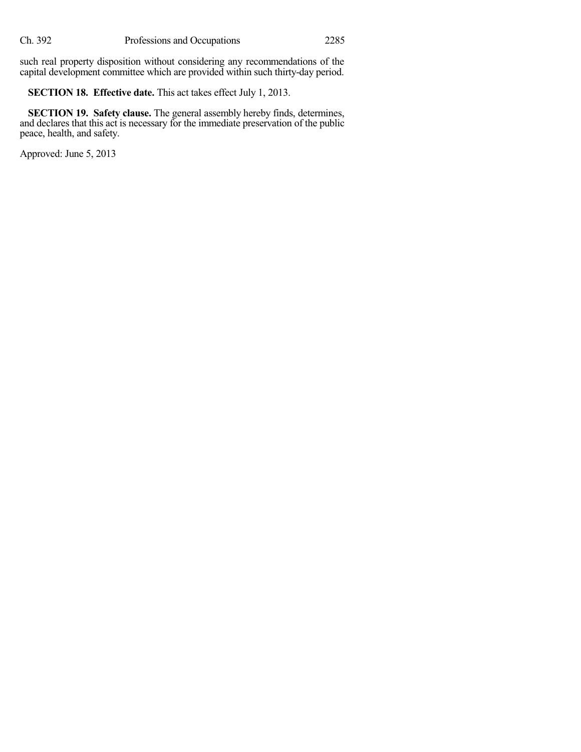such real property disposition without considering any recommendations of the capital development committee which are provided within such thirty-day period.

**SECTION 18. Effective date.** This act takes effect July 1, 2013.

**SECTION 19. Safety clause.** The general assembly hereby finds, determines, and declares that this act is necessary for the immediate preservation of the public peace, health, and safety.

Approved: June 5, 2013